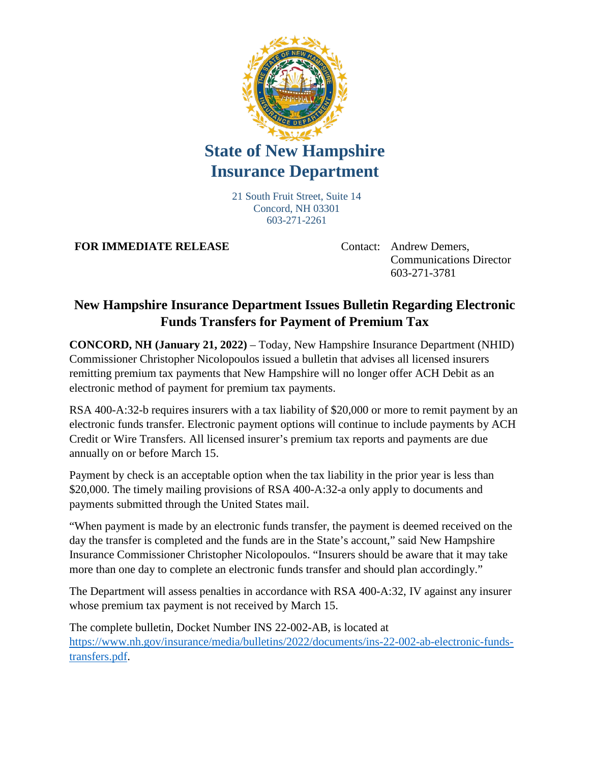# State of New Hampshire Insurance Department

21 South Fruit Street, Suite 14
Concord, NH 03301
603-271-2261

**FOR IMMEDIATE RELEASE**

Contact: Andrew Demers,
Communications Director
603-271-3781

## New Hampshire Insurance Department Issues Bulletin Regarding Electronic Funds Transfers for Payment of Premium Tax

**CONCORD, NH (January 21, 2022)** – Today, New Hampshire Insurance Department (NHID) Commissioner Christopher Nicolopoulos issued a bulletin that advises all licensed insurers remitting premium tax payments that New Hampshire will no longer offer ACH Debit as an electronic method of payment for premium tax payments.

RSA 400-A:32-b requires insurers with a tax liability of $20,000 or more to remit payment by an electronic funds transfer. Electronic payment options will continue to include payments by ACH Credit or Wire Transfers. All licensed insurer's premium tax reports and payments are due annually on or before March 15.

Payment by check is an acceptable option when the tax liability in the prior year is less than $20,000. The timely mailing provisions of RSA 400-A:32-a only apply to documents and payments submitted through the United States mail.

"When payment is made by an electronic funds transfer, the payment is deemed received on the day the transfer is completed and the funds are in the State's account," said New Hampshire Insurance Commissioner Christopher Nicolopoulos. "Insurers should be aware that it may take more than one day to complete an electronic funds transfer and should plan accordingly."

The Department will assess penalties in accordance with RSA 400-A:32, IV against any insurer whose premium tax payment is not received by March 15.

The complete bulletin, Docket Number INS 22-002-AB, is located at [https://www.nh.gov/insurance/media/bulletins/2022/documents/ins-22-002-ab-electronic-funds-transfers.pdf](https://www.nh.gov/insurance/media/bulletins/2022/documents/ins-22-002-ab-electronic-funds-transfers.pdf).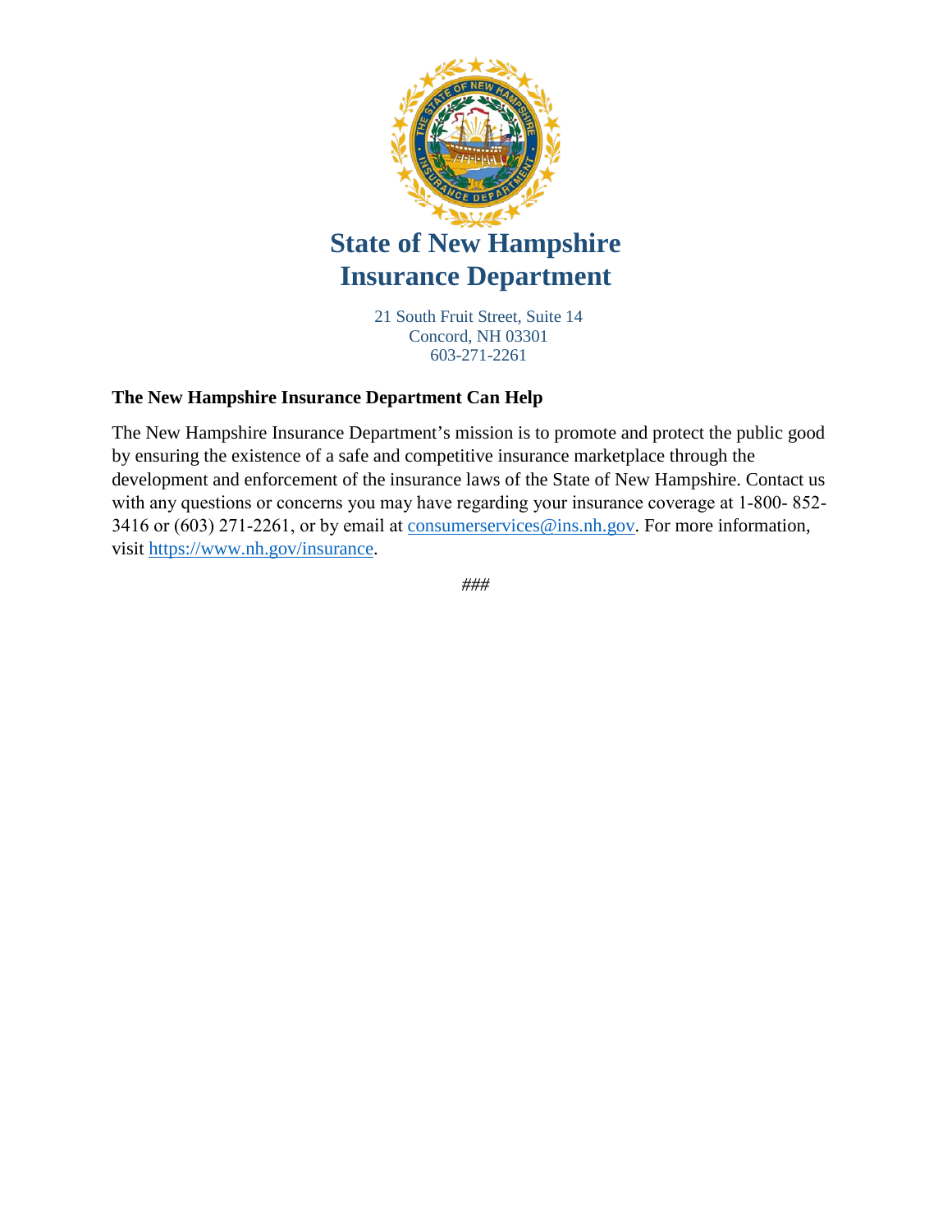# State of New Hampshire Insurance Department

21 South Fruit Street, Suite 14
Concord, NH 03301
603-271-2261

**The New Hampshire Insurance Department Can Help**

The New Hampshire Insurance Department's mission is to promote and protect the public good by ensuring the existence of a safe and competitive insurance marketplace through the development and enforcement of the insurance laws of the State of New Hampshire. Contact us with any questions or concerns you may have regarding your insurance coverage at 1-800- 852-3416 or (603) 271-2261, or by email at consumerservices@ins.nh.gov. For more information, visit https://www.nh.gov/insurance.

###